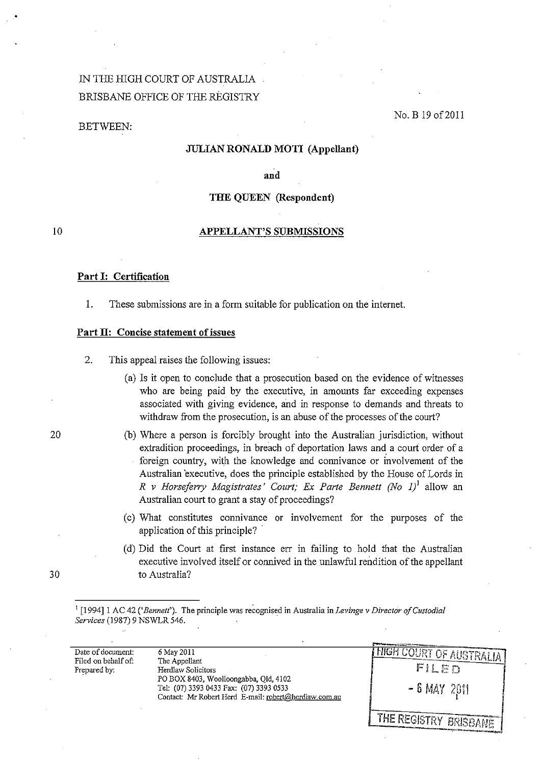IN THE HIGH COURT OF AUSTRALIA
BRISBANE OFFICE OF THE REGISTRY

No. B 19 of 2011

BETWEEN:

**JULIAN RONALD MOTI (Appellant)**

**and**

**THE QUEEN (Respondent)**

**APPELLANT'S SUBMISSIONS**

**Part I: Certification**

1. These submissions are in a form suitable for publication on the internet.

**Part II: Concise statement of issues**

2. This appeal raises the following issues:

   (a) Is it open to conclude that a prosecution based on the evidence of witnesses who are being paid by the executive, in amounts far exceeding expenses associated with giving evidence, and in response to demands and threats to withdraw from the prosecution, is an abuse of the processes of the court?

   (b) Where a person is forcibly brought into the Australian jurisdiction, without extradition proceedings, in breach of deportation laws and a court order of a foreign country, with the knowledge and connivance or involvement of the Australian executive, does the principle established by the House of Lords in *R v Horseferry Magistrates' Court; Ex Parte Bennett (No 1)*[1] allow an Australian court to grant a stay of proceedings?

   (c) What constitutes connivance or involvement for the purposes of the application of this principle?

   (d) Did the Court at first instance err in failing to hold that the Australian executive involved itself or connived in the unlawful rendition of the appellant to Australia?

---

[1] [1994] 1 AC 42 ('*Bennett*'). The principle was recognised in Australia in *Levinge v Director of Custodial Services* (1987) 9 NSWLR 546.

Date of document: 6 May 2011
Filed on behalf of: The Appellant
Prepared by: Herdlaw Solicitors
PO BOX 8403, Woolloongabba, Qld, 4102
Tel: (07) 3393 0433 Fax: (07) 3393 0533
Contact: Mr Robert Herd E-mail: robert@herdlaw.com.au

HIGH COURT OF AUSTRALIA
FILED
- 6 MAY 2011
THE REGISTRY BRISBANE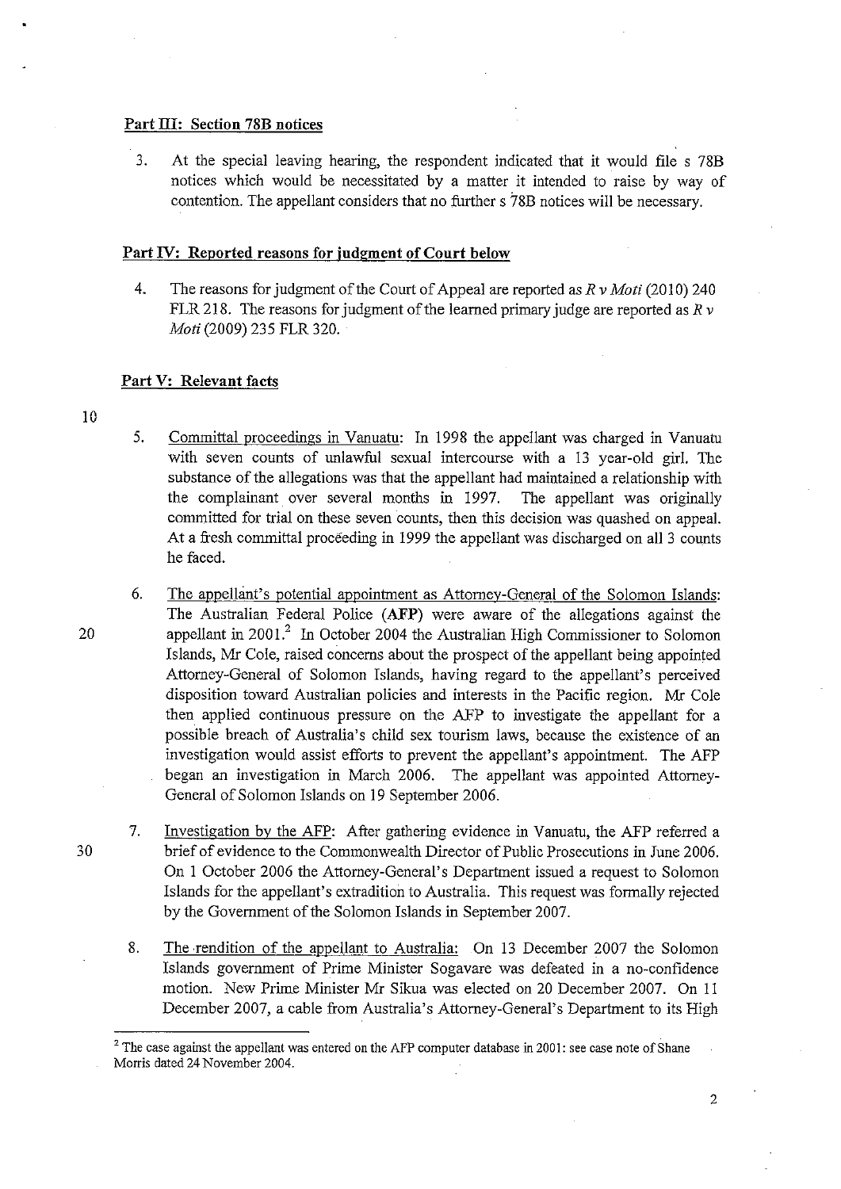## Part III: Section 78B notices

3. At the special leaving hearing, the respondent indicated that it would file s 78B notices which would be necessitated by a matter it intended to raise by way of contention. The appellant considers that no further s 78B notices will be necessary.

## Part IV: Reported reasons for judgment of Court below

4. The reasons for judgment of the Court of Appeal are reported as *R v Moti* (2010) 240 FLR 218. The reasons for judgment of the learned primary judge are reported as *R v Moti* (2009) 235 FLR 320.

## Part V: Relevant facts

5. Committal proceedings in Vanuatu: In 1998 the appellant was charged in Vanuatu with seven counts of unlawful sexual intercourse with a 13 year-old girl. The substance of the allegations was that the appellant had maintained a relationship with the complainant over several months in 1997. The appellant was originally committed for trial on these seven counts, then this decision was quashed on appeal. At a fresh committal proceeding in 1999 the appellant was discharged on all 3 counts he faced.

6. The appellant's potential appointment as Attorney-General of the Solomon Islands: The Australian Federal Police (**AFP**) were aware of the allegations against the appellant in 2001.[2] In October 2004 the Australian High Commissioner to Solomon Islands, Mr Cole, raised concerns about the prospect of the appellant being appointed Attorney-General of Solomon Islands, having regard to the appellant's perceived disposition toward Australian policies and interests in the Pacific region. Mr Cole then applied continuous pressure on the AFP to investigate the appellant for a possible breach of Australia's child sex tourism laws, because the existence of an investigation would assist efforts to prevent the appellant's appointment. The AFP began an investigation in March 2006. The appellant was appointed Attorney-General of Solomon Islands on 19 September 2006.

7. Investigation by the AFP: After gathering evidence in Vanuatu, the AFP referred a brief of evidence to the Commonwealth Director of Public Prosecutions in June 2006. On 1 October 2006 the Attorney-General's Department issued a request to Solomon Islands for the appellant's extradition to Australia. This request was formally rejected by the Government of the Solomon Islands in September 2007.

8. The rendition of the appellant to Australia: On 13 December 2007 the Solomon Islands government of Prime Minister Sogavare was defeated in a no-confidence motion. New Prime Minister Mr Sikua was elected on 20 December 2007. On 11 December 2007, a cable from Australia's Attorney-General's Department to its High

---

[2] The case against the appellant was entered on the AFP computer database in 2001: see case note of Shane Morris dated 24 November 2004.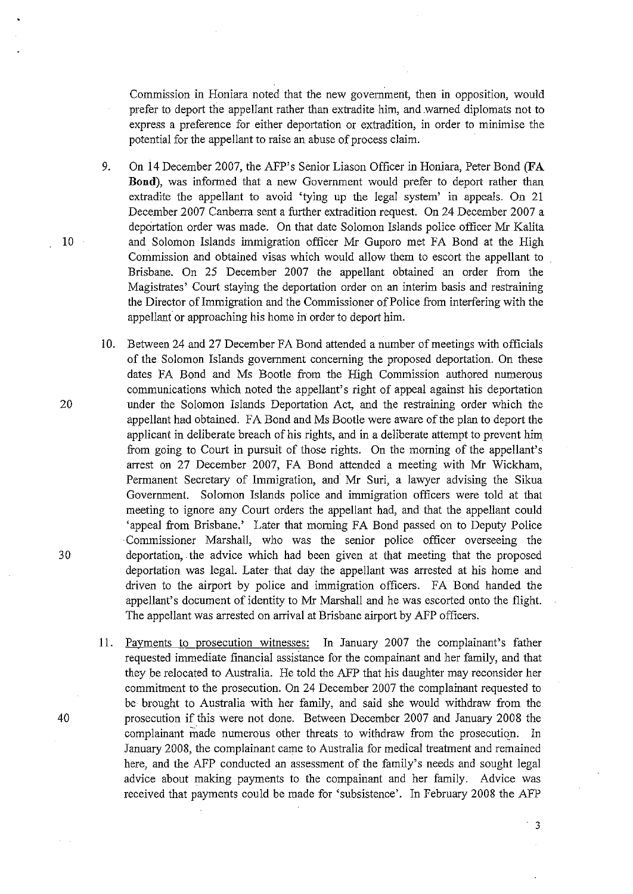Commission in Honiara noted that the new government, then in opposition, would prefer to deport the appellant rather than extradite him, and warned diplomats not to express a preference for either deportation or extradition, in order to minimise the potential for the appellant to raise an abuse of process claim.

9. On 14 December 2007, the AFP's Senior Liason Officer in Honiara, Peter Bond (**FA Bond**), was informed that a new Government would prefer to deport rather than extradite the appellant to avoid 'tying up the legal system' in appeals. On 21 December 2007 Canberra sent a further extradition request. On 24 December 2007 a deportation order was made. On that date Solomon Islands police officer Mr Kalita and Solomon Islands immigration officer Mr Guporo met FA Bond at the High Commission and obtained visas which would allow them to escort the appellant to Brisbane. On 25 December 2007 the appellant obtained an order from the Magistrates' Court staying the deportation order on an interim basis and restraining the Director of Immigration and the Commissioner of Police from interfering with the appellant or approaching his home in order to deport him.

10. Between 24 and 27 December FA Bond attended a number of meetings with officials of the Solomon Islands government concerning the proposed deportation. On these dates FA Bond and Ms Bootle from the High Commission authored numerous communications which noted the appellant's right of appeal against his deportation under the Solomon Islands Deportation Act, and the restraining order which the appellant had obtained. FA Bond and Ms Bootle were aware of the plan to deport the applicant in deliberate breach of his rights, and in a deliberate attempt to prevent him from going to Court in pursuit of those rights. On the morning of the appellant's arrest on 27 December 2007, FA Bond attended a meeting with Mr Wickham, Permanent Secretary of Immigration, and Mr Suri, a lawyer advising the Sikua Government. Solomon Islands police and immigration officers were told at that meeting to ignore any Court orders the appellant had, and that the appellant could 'appeal from Brisbane.' Later that morning FA Bond passed on to Deputy Police Commissioner Marshall, who was the senior police officer overseeing the deportation, the advice which had been given at that meeting that the proposed deportation was legal. Later that day the appellant was arrested at his home and driven to the airport by police and immigration officers. FA Bond handed the appellant's document of identity to Mr Marshall and he was escorted onto the flight. The appellant was arrested on arrival at Brisbane airport by AFP officers.

11. Payments to prosecution witnesses: In January 2007 the complainant's father requested immediate financial assistance for the compainant and her family, and that they be relocated to Australia. He told the AFP that his daughter may reconsider her commitment to the prosecution. On 24 December 2007 the complainant requested to be brought to Australia with her family, and said she would withdraw from the prosecution if this were not done. Between December 2007 and January 2008 the complainant made numerous other threats to withdraw from the prosecution. In January 2008, the complainant came to Australia for medical treatment and remained here, and the AFP conducted an assessment of the family's needs and sought legal advice about making payments to the compainant and her family. Advice was received that payments could be made for 'subsistence'. In February 2008 the AFP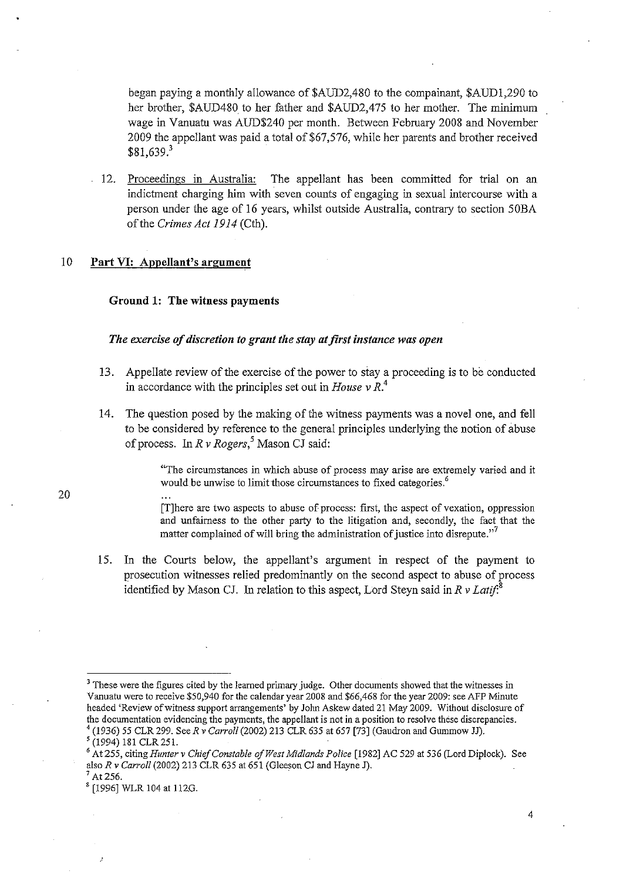began paying a monthly allowance of $AUD2,480 to the compainant, $AUD1,290 to her brother, $AUD480 to her father and $AUD2,475 to her mother. The minimum wage in Vanuatu was AUD$240 per month. Between February 2008 and November 2009 the appellant was paid a total of $67,576, while her parents and brother received $81,639.[3]

12. Proceedings in Australia: The appellant has been committed for trial on an indictment charging him with seven counts of engaging in sexual intercourse with a person under the age of 16 years, whilst outside Australia, contrary to section 50BA of the *Crimes Act 1914* (Cth).

## Part VI: Appellant's argument

### Ground 1: The witness payments

#### *The exercise of discretion to grant the stay at first instance was open*

13. Appellate review of the exercise of the power to stay a proceeding is to be conducted in accordance with the principles set out in *House v R*.[4]

14. The question posed by the making of the witness payments was a novel one, and fell to be considered by reference to the general principles underlying the notion of abuse of process. In *R v Rogers*,[5] Mason CJ said:

> "The circumstances in which abuse of process may arise are extremely varied and it would be unwise to limit those circumstances to fixed categories.[6]
>
> ...
>
> [T]here are two aspects to abuse of process: first, the aspect of vexation, oppression and unfairness to the other party to the litigation and, secondly, the fact that the matter complained of will bring the administration of justice into disrepute."[7]

15. In the Courts below, the appellant's argument in respect of the payment to prosecution witnesses relied predominantly on the second aspect to abuse of process identified by Mason CJ. In relation to this aspect, Lord Steyn said in *R v Latif*:[8]

---

[3] These were the figures cited by the learned primary judge. Other documents showed that the witnesses in Vanuatu were to receive $50,940 for the calendar year 2008 and $66,468 for the year 2009: see AFP Minute headed 'Review of witness support arrangements' by John Askew dated 21 May 2009. Without disclosure of the documentation evidencing the payments, the appellant is not in a position to resolve these discrepancies.

[4] (1936) 55 CLR 299. See *R v Carroll* (2002) 213 CLR 635 at 657 [73] (Gaudron and Gummow JJ).

[5] (1994) 181 CLR 251.

[6] At 255, citing *Hunter v Chief Constable of West Midlands Police* [1982] AC 529 at 536 (Lord Diplock). See also *R v Carroll* (2002) 213 CLR 635 at 651 (Gleeson CJ and Hayne J).

[7] At 256.

[8] [1996] WLR 104 at 112G.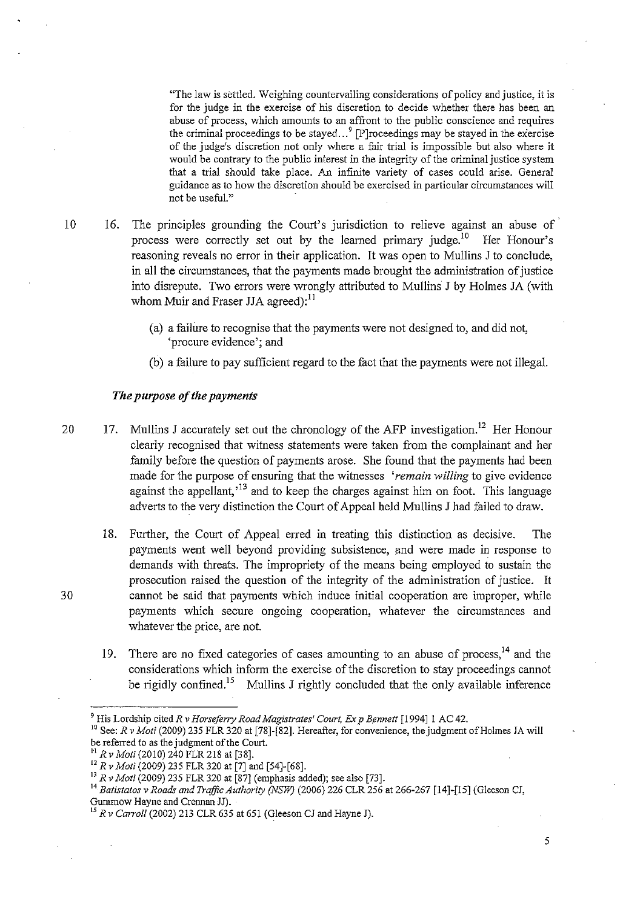> "The law is settled. Weighing countervailing considerations of policy and justice, it is for the judge in the exercise of his discretion to decide whether there has been an abuse of process, which amounts to an affront to the public conscience and requires the criminal proceedings to be stayed...[9] [P]roceedings may be stayed in the exercise of the judge's discretion not only where a fair trial is impossible but also where it would be contrary to the public interest in the integrity of the criminal justice system that a trial should take place. An infinite variety of cases could arise. General guidance as to how the discretion should be exercised in particular circumstances will not be useful."

16. The principles grounding the Court's jurisdiction to relieve against an abuse of process were correctly set out by the learned primary judge.[10] Her Honour's reasoning reveals no error in their application. It was open to Mullins J to conclude, in all the circumstances, that the payments made brought the administration of justice into disrepute. Two errors were wrongly attributed to Mullins J by Holmes JA (with whom Muir and Fraser JJA agreed):[11]

    (a) a failure to recognise that the payments were not designed to, and did not, 'procure evidence'; and

    (b) a failure to pay sufficient regard to the fact that the payments were not illegal.

### *The purpose of the payments*

17. Mullins J accurately set out the chronology of the AFP investigation.[12] Her Honour clearly recognised that witness statements were taken from the complainant and her family before the question of payments arose. She found that the payments had been made for the purpose of ensuring that the witnesses *'remain willing* to give evidence against the appellant,'[13] and to keep the charges against him on foot. This language adverts to the very distinction the Court of Appeal held Mullins J had failed to draw.

18. Further, the Court of Appeal erred in treating this distinction as decisive. The payments went well beyond providing subsistence, and were made in response to demands with threats. The impropriety of the means being employed to sustain the prosecution raised the question of the integrity of the administration of justice. It cannot be said that payments which induce initial cooperation are improper, while payments which secure ongoing cooperation, whatever the circumstances and whatever the price, are not.

19. There are no fixed categories of cases amounting to an abuse of process,[14] and the considerations which inform the exercise of the discretion to stay proceedings cannot be rigidly confined.[15] Mullins J rightly concluded that the only available inference

---

[9] His Lordship cited *R v Horseferry Road Magistrates' Court, Ex p Bennett* [1994] 1 AC 42.

[10] See: *R v Moti* (2009) 235 FLR 320 at [78]-[82]. Hereafter, for convenience, the judgment of Holmes JA will be referred to as the judgment of the Court.

[11] *R v Moti* (2010) 240 FLR 218 at [38].

[12] *R v Moti* (2009) 235 FLR 320 at [7] and [54]-[68].

[13] *R v Moti* (2009) 235 FLR 320 at [87] (emphasis added); see also [73].

[14] *Batistatos v Roads and Traffic Authority (NSW)* (2006) 226 CLR 256 at 266-267 [14]-[15] (Gleeson CJ, Gummow Hayne and Crennan JJ).

[15] *R v Carroll* (2002) 213 CLR 635 at 651 (Gleeson CJ and Hayne J).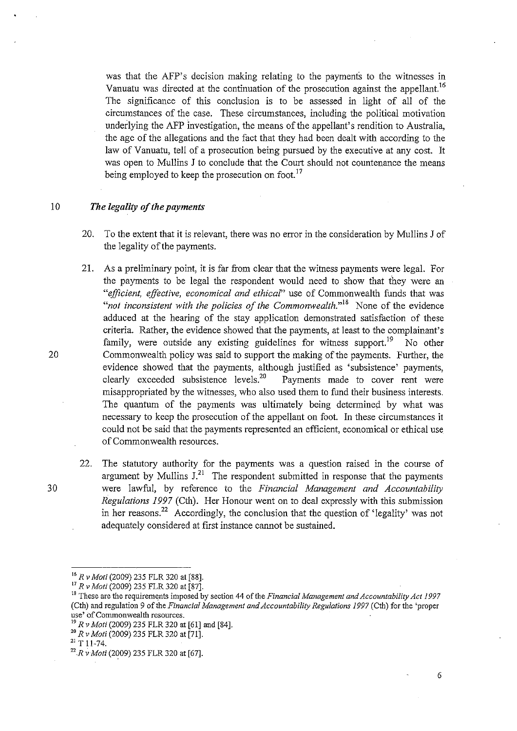was that the AFP's decision making relating to the payments to the witnesses in Vanuatu was directed at the continuation of the prosecution against the appellant.[16] The significance of this conclusion is to be assessed in light of all of the circumstances of the case. These circumstances, including the political motivation underlying the AFP investigation, the means of the appellant's rendition to Australia, the age of the allegations and the fact that they had been dealt with according to the law of Vanuatu, tell of a prosecution being pursued by the executive at any cost. It was open to Mullins J to conclude that the Court should not countenance the means being employed to keep the prosecution on foot.[17]

### *The legality of the payments*

20. To the extent that it is relevant, there was no error in the consideration by Mullins J of the legality of the payments.

21. As a preliminary point, it is far from clear that the witness payments were legal. For the payments to be legal the respondent would need to show that they were an *"efficient, effective, economical and ethical"* use of Commonwealth funds that was *"not inconsistent with the policies of the Commonwealth."*[18] None of the evidence adduced at the hearing of the stay application demonstrated satisfaction of these criteria. Rather, the evidence showed that the payments, at least to the complainant's family, were outside any existing guidelines for witness support.[19] No other Commonwealth policy was said to support the making of the payments. Further, the evidence showed that the payments, although justified as 'subsistence' payments, clearly exceeded subsistence levels.[20] Payments made to cover rent were misappropriated by the witnesses, who also used them to fund their business interests. The quantum of the payments was ultimately being determined by what was necessary to keep the prosecution of the appellant on foot. In these circumstances it could not be said that the payments represented an efficient, economical or ethical use of Commonwealth resources.

22. The statutory authority for the payments was a question raised in the course of argument by Mullins J.[21] The respondent submitted in response that the payments were lawful, by reference to the *Financial Management and Accountability Regulations 1997* (Cth). Her Honour went on to deal expressly with this submission in her reasons.[22] Accordingly, the conclusion that the question of 'legality' was not adequately considered at first instance cannot be sustained.

---

[16] *R v Moti* (2009) 235 FLR 320 at [88].

[17] *R v Moti* (2009) 235 FLR 320 at [87].

[18] These are the requirements imposed by section 44 of the *Financial Management and Accountability Act 1997* (Cth) and regulation 9 of the *Financial Management and Accountability Regulations 1997* (Cth) for the 'proper use' of Commonwealth resources.

[19] *R v Moti* (2009) 235 FLR 320 at [61] and [84].

[20] *R v Moti* (2009) 235 FLR 320 at [71].

[21] T 11-74.

[22] *R v Moti* (2009) 235 FLR 320 at [67].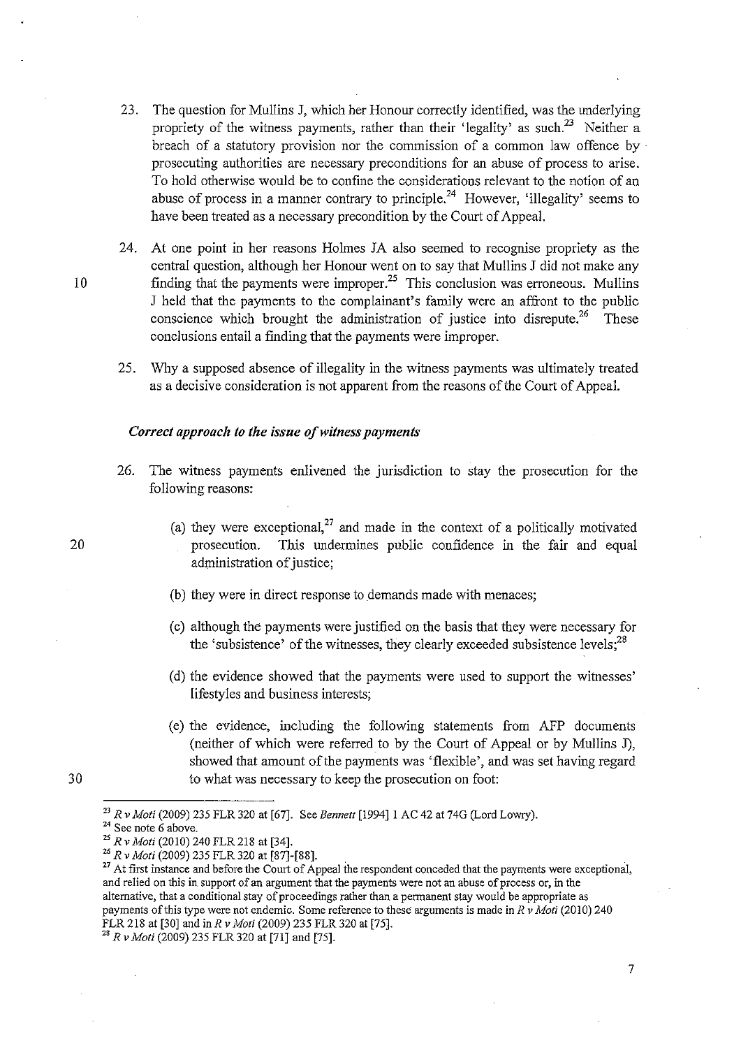23. The question for Mullins J, which her Honour correctly identified, was the underlying propriety of the witness payments, rather than their 'legality' as such.[23] Neither a breach of a statutory provision nor the commission of a common law offence by prosecuting authorities are necessary preconditions for an abuse of process to arise. To hold otherwise would be to confine the considerations relevant to the notion of an abuse of process in a manner contrary to principle.[24] However, 'illegality' seems to have been treated as a necessary precondition by the Court of Appeal.

24. At one point in her reasons Holmes JA also seemed to recognise propriety as the central question, although her Honour went on to say that Mullins J did not make any finding that the payments were improper.[25] This conclusion was erroneous. Mullins J held that the payments to the complainant's family were an affront to the public conscience which brought the administration of justice into disrepute.[26] These conclusions entail a finding that the payments were improper.

25. Why a supposed absence of illegality in the witness payments was ultimately treated as a decisive consideration is not apparent from the reasons of the Court of Appeal.

### *Correct approach to the issue of witness payments*

26. The witness payments enlivened the jurisdiction to stay the prosecution for the following reasons:

    (a) they were exceptional,[27] and made in the context of a politically motivated prosecution. This undermines public confidence in the fair and equal administration of justice;

    (b) they were in direct response to demands made with menaces;

    (c) although the payments were justified on the basis that they were necessary for the 'subsistence' of the witnesses, they clearly exceeded subsistence levels;[28]

    (d) the evidence showed that the payments were used to support the witnesses' lifestyles and business interests;

    (e) the evidence, including the following statements from AFP documents (neither of which were referred to by the Court of Appeal or by Mullins J), showed that amount of the payments was 'flexible', and was set having regard to what was necessary to keep the prosecution on foot:

---

[23] *R v Moti* (2009) 235 FLR 320 at [67]. See *Bennett* [1994] 1 AC 42 at 74G (Lord Lowry).

[24] See note 6 above.

[25] *R v Moti* (2010) 240 FLR 218 at [34].

[26] *R v Moti* (2009) 235 FLR 320 at [87]-[88].

[27] At first instance and before the Court of Appeal the respondent conceded that the payments were exceptional, and relied on this in support of an argument that the payments were not an abuse of process or, in the alternative, that a conditional stay of proceedings rather than a permanent stay would be appropriate as payments of this type were not endemic. Some reference to these arguments is made in *R v Moti* (2010) 240 FLR 218 at [30] and in *R v Moti* (2009) 235 FLR 320 at [75].

[28] *R v Moti* (2009) 235 FLR 320 at [71] and [75].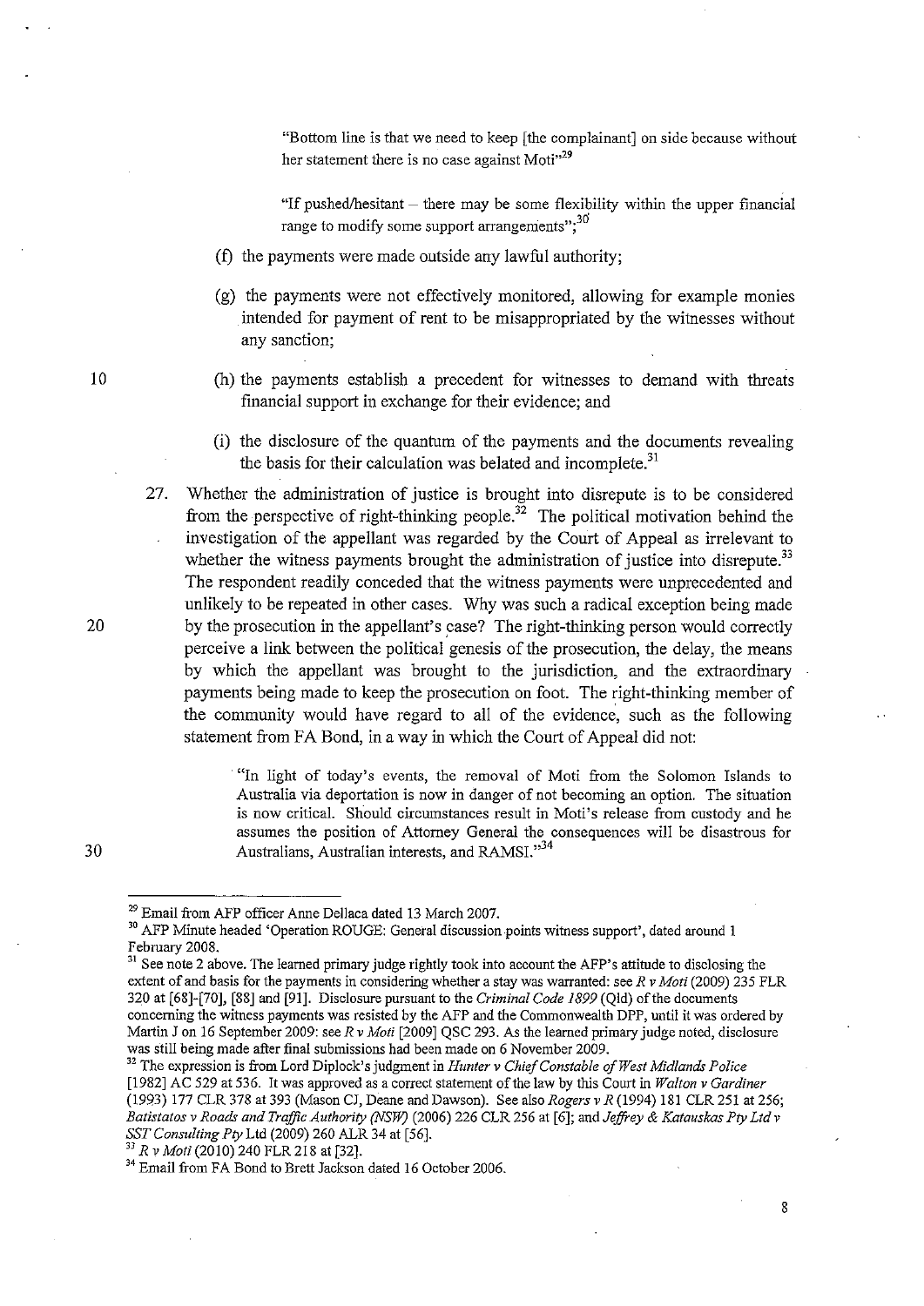> "Bottom line is that we need to keep [the complainant] on side because without her statement there is no case against Moti"[29]
>
> "If pushed/hesitant – there may be some flexibility within the upper financial range to modify some support arrangements";[30]

(f) the payments were made outside any lawful authority;

(g) the payments were not effectively monitored, allowing for example monies intended for payment of rent to be misappropriated by the witnesses without any sanction;

(h) the payments establish a precedent for witnesses to demand with threats financial support in exchange for their evidence; and

(i) the disclosure of the quantum of the payments and the documents revealing the basis for their calculation was belated and incomplete.[31]

27. Whether the administration of justice is brought into disrepute is to be considered from the perspective of right-thinking people.[32] The political motivation behind the investigation of the appellant was regarded by the Court of Appeal as irrelevant to whether the witness payments brought the administration of justice into disrepute.[33] The respondent readily conceded that the witness payments were unprecedented and unlikely to be repeated in other cases. Why was such a radical exception being made by the prosecution in the appellant's case? The right-thinking person would correctly perceive a link between the political genesis of the prosecution, the delay, the means by which the appellant was brought to the jurisdiction, and the extraordinary payments being made to keep the prosecution on foot. The right-thinking member of the community would have regard to all of the evidence, such as the following statement from FA Bond, in a way in which the Court of Appeal did not:

> "In light of today's events, the removal of Moti from the Solomon Islands to Australia via deportation is now in danger of not becoming an option. The situation is now critical. Should circumstances result in Moti's release from custody and he assumes the position of Attorney General the consequences will be disastrous for Australians, Australian interests, and RAMSI."[34]

---

[29] Email from AFP officer Anne Dellaca dated 13 March 2007.

[30] AFP Minute headed 'Operation ROUGE: General discussion points witness support', dated around 1 February 2008.

[31] See note 2 above. The learned primary judge rightly took into account the AFP's attitude to disclosing the extent of and basis for the payments in considering whether a stay was warranted: see *R v Moti* (2009) 235 FLR 320 at [68]-[70], [88] and [91]. Disclosure pursuant to the *Criminal Code 1899* (Qld) of the documents concerning the witness payments was resisted by the AFP and the Commonwealth DPP, until it was ordered by Martin J on 16 September 2009: see *R v Moti* [2009] QSC 293. As the learned primary judge noted, disclosure was still being made after final submissions had been made on 6 November 2009.

[32] The expression is from Lord Diplock's judgment in *Hunter v Chief Constable of West Midlands Police* [1982] AC 529 at 536. It was approved as a correct statement of the law by this Court in *Walton v Gardiner* (1993) 177 CLR 378 at 393 (Mason CJ, Deane and Dawson). See also *Rogers v R* (1994) 181 CLR 251 at 256; *Batistatos v Roads and Traffic Authority (NSW)* (2006) 226 CLR 256 at [6]; and *Jeffrey & Katauskas Pty Ltd v SST Consulting Pty* Ltd (2009) 260 ALR 34 at [56].

[33] *R v Moti* (2010) 240 FLR 218 at [32].

[34] Email from FA Bond to Brett Jackson dated 16 October 2006.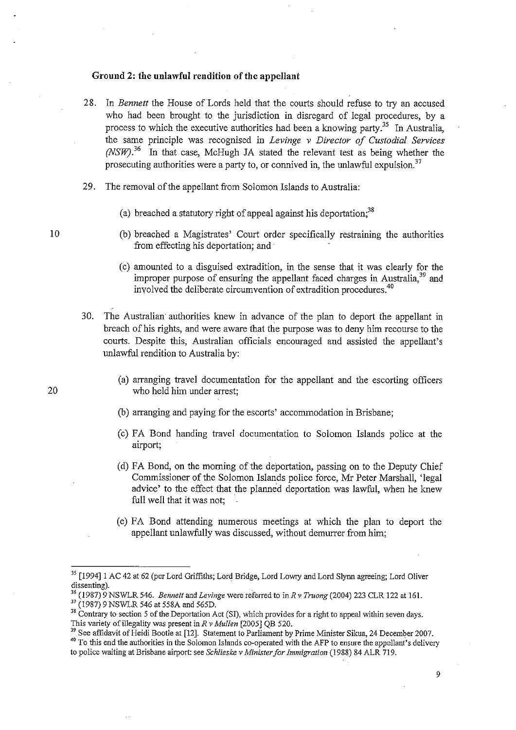**Ground 2: the unlawful rendition of the appellant**

28. In *Bennett* the House of Lords held that the courts should refuse to try an accused who had been brought to the jurisdiction in disregard of legal procedures, by a process to which the executive authorities had been a knowing party.[35] In Australia, the same principle was recognised in *Levinge v Director of Custodial Services (NSW)*.[36] In that case, McHugh JA stated the relevant test as being whether the prosecuting authorities were a party to, or connived in, the unlawful expulsion.[37]

29. The removal of the appellant from Solomon Islands to Australia:

    (a) breached a statutory right of appeal against his deportation;[38]

    (b) breached a Magistrates' Court order specifically restraining the authorities from effecting his deportation; and

    (c) amounted to a disguised extradition, in the sense that it was clearly for the improper purpose of ensuring the appellant faced charges in Australia,[39] and involved the deliberate circumvention of extradition procedures.[40]

30. The Australian authorities knew in advance of the plan to deport the appellant in breach of his rights, and were aware that the purpose was to deny him recourse to the courts. Despite this, Australian officials encouraged and assisted the appellant's unlawful rendition to Australia by:

    (a) arranging travel documentation for the appellant and the escorting officers who held him under arrest;

    (b) arranging and paying for the escorts' accommodation in Brisbane;

    (c) FA Bond handing travel documentation to Solomon Islands police at the airport;

    (d) FA Bond, on the morning of the deportation, passing on to the Deputy Chief Commissioner of the Solomon Islands police force, Mr Peter Marshall, 'legal advice' to the effect that the planned deportation was lawful, when he knew full well that it was not;

    (e) FA Bond attending numerous meetings at which the plan to deport the appellant unlawfully was discussed, without demurrer from him;

---

[35] [1994] 1 AC 42 at 62 (per Lord Griffiths; Lord Bridge, Lord Lowry and Lord Slynn agreeing; Lord Oliver dissenting).

[36] (1987) 9 NSWLR 546. *Bennett* and *Levinge* were referred to in *R v Truong* (2004) 223 CLR 122 at 161.

[37] (1987) 9 NSWLR 546 at 558A and 565D.

[38] Contrary to section 5 of the Deportation Act (SI), which provides for a right to appeal within seven days. This variety of illegality was present in *R v Mullen* [2005] QB 520.

[39] See affidavit of Heidi Bootle at [12]. Statement to Parliament by Prime Minister Sikua, 24 December 2007.

[40] To this end the authorities in the Solomon Islands co-operated with the AFP to ensure the appellant's delivery to police waiting at Brisbane airport: see *Schlieske v Minister for Immigration* (1988) 84 ALR 719.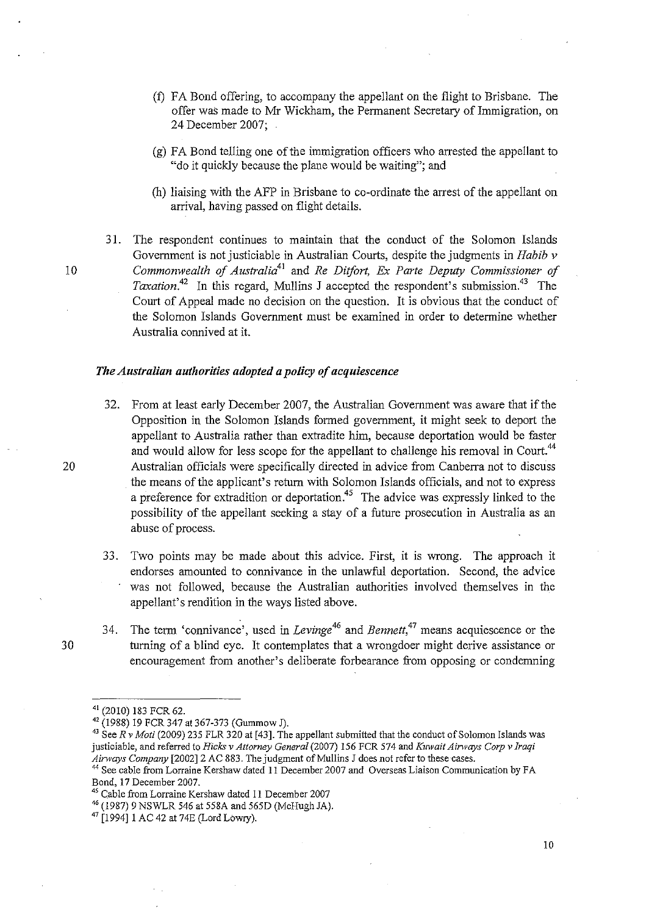(f) FA Bond offering, to accompany the appellant on the flight to Brisbane. The offer was made to Mr Wickham, the Permanent Secretary of Immigration, on 24 December 2007;

(g) FA Bond telling one of the immigration officers who arrested the appellant to "do it quickly because the plane would be waiting"; and

(h) liaising with the AFP in Brisbane to co-ordinate the arrest of the appellant on arrival, having passed on flight details.

31. The respondent continues to maintain that the conduct of the Solomon Islands Government is not justiciable in Australian Courts, despite the judgments in *Habib v Commonwealth of Australia*[41] and *Re Ditfort, Ex Parte Deputy Commissioner of Taxation*.[42] In this regard, Mullins J accepted the respondent's submission.[43] The Court of Appeal made no decision on the question. It is obvious that the conduct of the Solomon Islands Government must be examined in order to determine whether Australia connived at it.

### *The Australian authorities adopted a policy of acquiescence*

32. From at least early December 2007, the Australian Government was aware that if the Opposition in the Solomon Islands formed government, it might seek to deport the appellant to Australia rather than extradite him, because deportation would be faster and would allow for less scope for the appellant to challenge his removal in Court.[44] Australian officials were specifically directed in advice from Canberra not to discuss the means of the applicant's return with Solomon Islands officials, and not to express a preference for extradition or deportation.[45] The advice was expressly linked to the possibility of the appellant seeking a stay of a future prosecution in Australia as an abuse of process.

33. Two points may be made about this advice. First, it is wrong. The approach it endorses amounted to connivance in the unlawful deportation. Second, the advice was not followed, because the Australian authorities involved themselves in the appellant's rendition in the ways listed above.

34. The term 'connivance', used in *Levinge*[46] and *Bennett*,[47] means acquiescence or the turning of a blind eye. It contemplates that a wrongdoer might derive assistance or encouragement from another's deliberate forbearance from opposing or condemning

---

[41] (2010) 183 FCR 62.

[42] (1988) 19 FCR 347 at 367-373 (Gummow J).

[43] See *R v Moti* (2009) 235 FLR 320 at [43]. The appellant submitted that the conduct of Solomon Islands was justiciable, and referred to *Hicks v Attorney General* (2007) 156 FCR 574 and *Kuwait Airways Corp v Iraqi Airways Company* [2002] 2 AC 883. The judgment of Mullins J does not refer to these cases.

[44] See cable from Lorraine Kershaw dated 11 December 2007 and Overseas Liaison Communication by FA Bond, 17 December 2007.

[45] Cable from Lorraine Kershaw dated 11 December 2007

[46] (1987) 9 NSWLR 546 at 558A and 565D (McHugh JA).

[47] [1994] 1 AC 42 at 74E (Lord Lowry).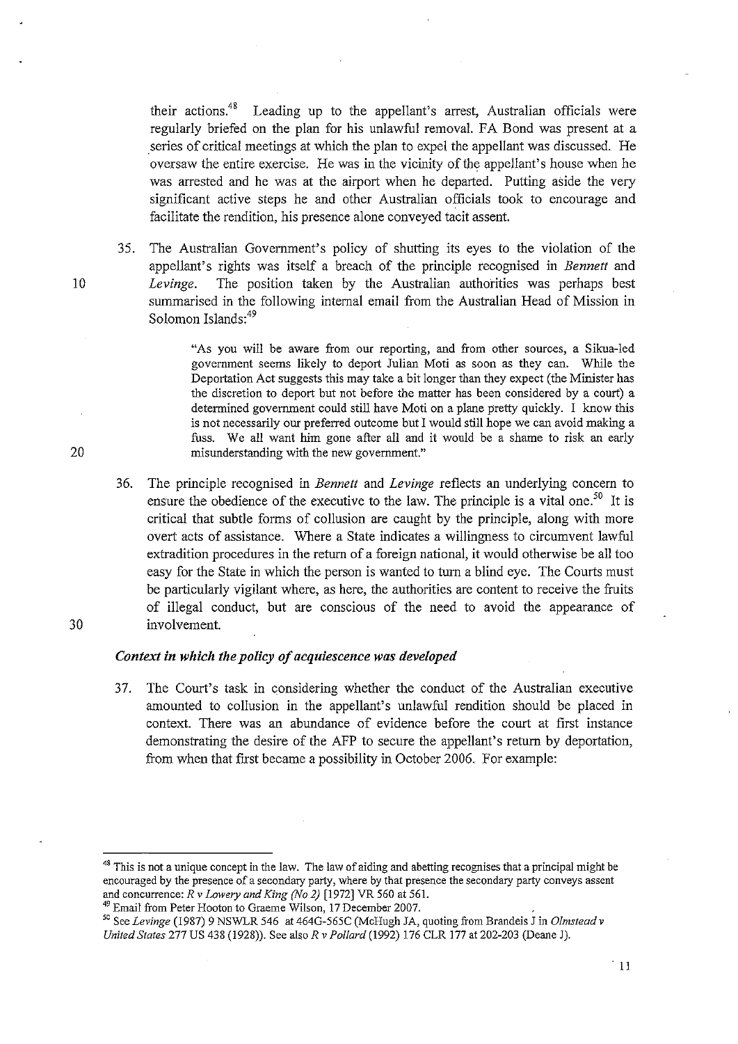their actions.[48] Leading up to the appellant's arrest, Australian officials were regularly briefed on the plan for his unlawful removal. FA Bond was present at a series of critical meetings at which the plan to expel the appellant was discussed. He oversaw the entire exercise. He was in the vicinity of the appellant's house when he was arrested and he was at the airport when he departed. Putting aside the very significant active steps he and other Australian officials took to encourage and facilitate the rendition, his presence alone conveyed tacit assent.

35. The Australian Government's policy of shutting its eyes to the violation of the appellant's rights was itself a breach of the principle recognised in *Bennett* and *Levinge*. The position taken by the Australian authorities was perhaps best summarised in the following internal email from the Australian Head of Mission in Solomon Islands:[49]

> "As you will be aware from our reporting, and from other sources, a Sikua-led government seems likely to deport Julian Moti as soon as they can. While the Deportation Act suggests this may take a bit longer than they expect (the Minister has the discretion to deport but not before the matter has been considered by a court) a determined government could still have Moti on a plane pretty quickly. I know this is not necessarily our preferred outcome but I would still hope we can avoid making a fuss. We all want him gone after all and it would be a shame to risk an early misunderstanding with the new government."

36. The principle recognised in *Bennett* and *Levinge* reflects an underlying concern to ensure the obedience of the executive to the law. The principle is a vital one.[50] It is critical that subtle forms of collusion are caught by the principle, along with more overt acts of assistance. Where a State indicates a willingness to circumvent lawful extradition procedures in the return of a foreign national, it would otherwise be all too easy for the State in which the person is wanted to turn a blind eye. The Courts must be particularly vigilant where, as here, the authorities are content to receive the fruits of illegal conduct, but are conscious of the need to avoid the appearance of involvement.

### *Context in which the policy of acquiescence was developed*

37. The Court's task in considering whether the conduct of the Australian executive amounted to collusion in the appellant's unlawful rendition should be placed in context. There was an abundance of evidence before the court at first instance demonstrating the desire of the AFP to secure the appellant's return by deportation, from when that first became a possibility in October 2006. For example:

---

[48] This is not a unique concept in the law. The law of aiding and abetting recognises that a principal might be encouraged by the presence of a secondary party, where by that presence the secondary party conveys assent and concurrence: *R v Lowery and King (No 2)* [1972] VR 560 at 561.

[49] Email from Peter Hooton to Graeme Wilson, 17 December 2007.

[50] See *Levinge* (1987) 9 NSWLR 546 at 464G-565C (McHugh JA, quoting from Brandeis J in *Olmstead v United States* 277 US 438 (1928)). See also *R v Pollard* (1992) 176 CLR 177 at 202-203 (Deane J).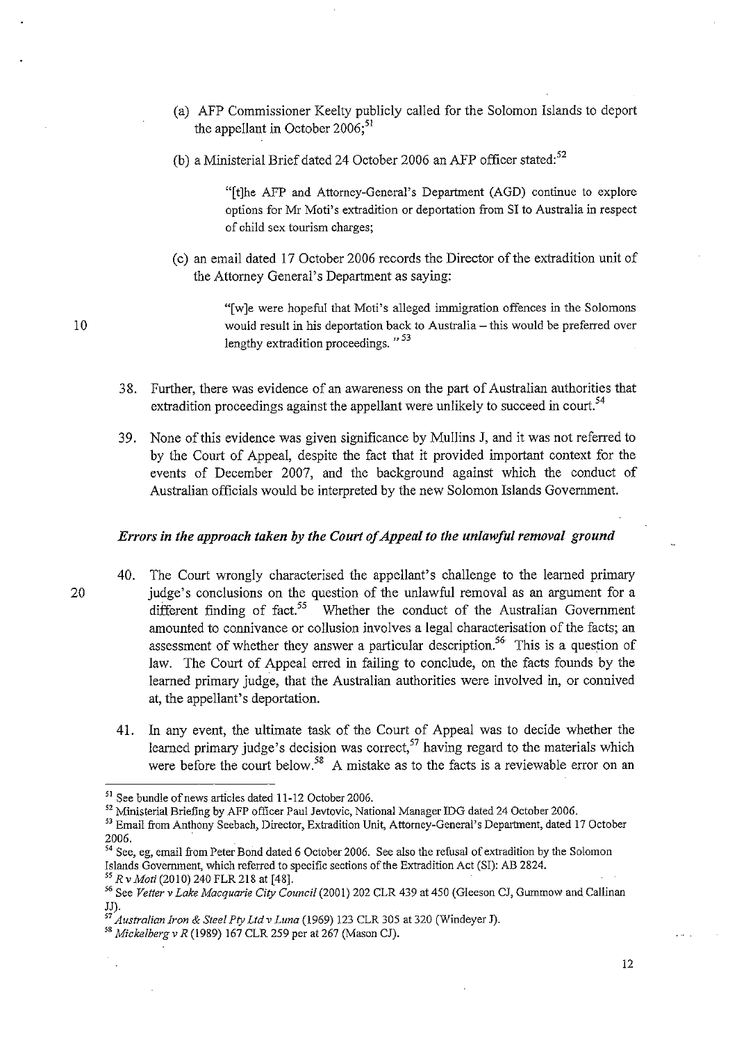(a) AFP Commissioner Keelty publicly called for the Solomon Islands to deport the appellant in October 2006;[51]

(b) a Ministerial Brief dated 24 October 2006 an AFP officer stated:[52]

> "[t]he AFP and Attorney-General's Department (AGD) continue to explore options for Mr Moti's extradition or deportation from SI to Australia in respect of child sex tourism charges;

(c) an email dated 17 October 2006 records the Director of the extradition unit of the Attorney General's Department as saying:

> "[w]e were hopeful that Moti's alleged immigration offences in the Solomons would result in his deportation back to Australia – this would be preferred over lengthy extradition proceedings. "[53]

38. Further, there was evidence of an awareness on the part of Australian authorities that extradition proceedings against the appellant were unlikely to succeed in court.[54]

39. None of this evidence was given significance by Mullins J, and it was not referred to by the Court of Appeal, despite the fact that it provided important context for the events of December 2007, and the background against which the conduct of Australian officials would be interpreted by the new Solomon Islands Government.

### *Errors in the approach taken by the Court of Appeal to the unlawful removal ground*

40. The Court wrongly characterised the appellant's challenge to the learned primary judge's conclusions on the question of the unlawful removal as an argument for a different finding of fact.[55] Whether the conduct of the Australian Government amounted to connivance or collusion involves a legal characterisation of the facts; an assessment of whether they answer a particular description.[56] This is a question of law. The Court of Appeal erred in failing to conclude, on the facts founds by the learned primary judge, that the Australian authorities were involved in, or connived at, the appellant's deportation.

41. In any event, the ultimate task of the Court of Appeal was to decide whether the learned primary judge's decision was correct,[57] having regard to the materials which were before the court below.[58] A mistake as to the facts is a reviewable error on an

---

[51] See bundle of news articles dated 11-12 October 2006.

[52] Ministerial Briefing by AFP officer Paul Jevtovic, National Manager IDG dated 24 October 2006.

[53] Email from Anthony Seebach, Director, Extradition Unit, Attorney-General's Department, dated 17 October 2006.

[54] See, eg, email from Peter Bond dated 6 October 2006. See also the refusal of extradition by the Solomon Islands Government, which referred to specific sections of the Extradition Act (SI): AB 2824.

[55] *R v Moti* (2010) 240 FLR 218 at [48].

[56] See *Vetter v Lake Macquarie City Council* (2001) 202 CLR 439 at 450 (Gleeson CJ, Gummow and Callinan JJ).

[57] *Australian Iron & Steel Pty Ltd v Luna* (1969) 123 CLR 305 at 320 (Windeyer J).

[58] *Mickelberg v R* (1989) 167 CLR 259 per at 267 (Mason CJ).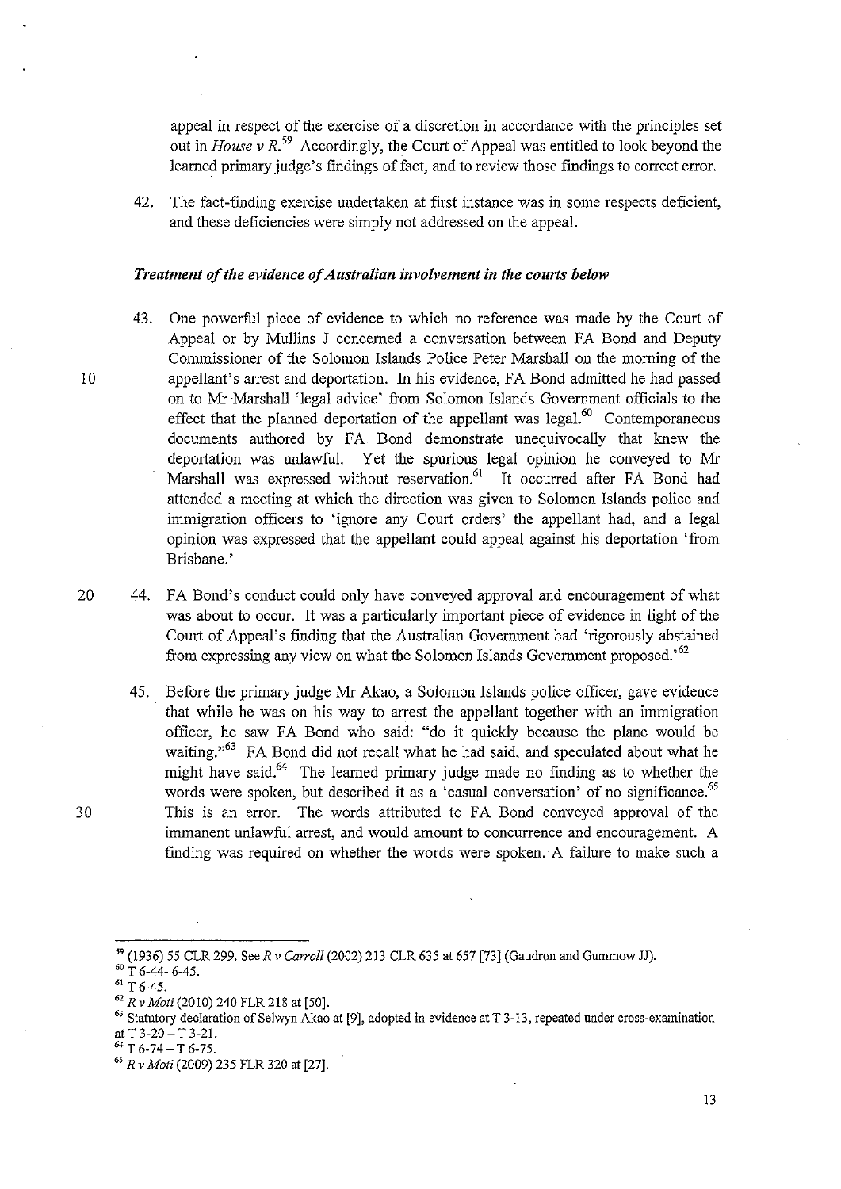appeal in respect of the exercise of a discretion in accordance with the principles set out in *House v R*.[59] Accordingly, the Court of Appeal was entitled to look beyond the learned primary judge's findings of fact, and to review those findings to correct error.

42. The fact-finding exercise undertaken at first instance was in some respects deficient, and these deficiencies were simply not addressed on the appeal.

### *Treatment of the evidence of Australian involvement in the courts below*

43. One powerful piece of evidence to which no reference was made by the Court of Appeal or by Mullins J concerned a conversation between FA Bond and Deputy Commissioner of the Solomon Islands Police Peter Marshall on the morning of the appellant's arrest and deportation. In his evidence, FA Bond admitted he had passed on to Mr Marshall 'legal advice' from Solomon Islands Government officials to the effect that the planned deportation of the appellant was legal.[60] Contemporaneous documents authored by FA Bond demonstrate unequivocally that knew the deportation was unlawful. Yet the spurious legal opinion he conveyed to Mr Marshall was expressed without reservation.[61] It occurred after FA Bond had attended a meeting at which the direction was given to Solomon Islands police and immigration officers to 'ignore any Court orders' the appellant had, and a legal opinion was expressed that the appellant could appeal against his deportation 'from Brisbane.'

44. FA Bond's conduct could only have conveyed approval and encouragement of what was about to occur. It was a particularly important piece of evidence in light of the Court of Appeal's finding that the Australian Government had 'rigorously abstained from expressing any view on what the Solomon Islands Government proposed.'[62]

45. Before the primary judge Mr Akao, a Solomon Islands police officer, gave evidence that while he was on his way to arrest the appellant together with an immigration officer, he saw FA Bond who said: "do it quickly because the plane would be waiting."[63] FA Bond did not recall what he had said, and speculated about what he might have said.[64] The learned primary judge made no finding as to whether the words were spoken, but described it as a 'casual conversation' of no significance.[65] This is an error. The words attributed to FA Bond conveyed approval of the immanent unlawful arrest, and would amount to concurrence and encouragement. A finding was required on whether the words were spoken. A failure to make such a

---

[59] (1936) 55 CLR 299. See *R v Carroll* (2002) 213 CLR 635 at 657 [73] (Gaudron and Gummow JJ).

[60] T 6-44- 6-45.

[61] T 6-45.

[62] *R v Moti* (2010) 240 FLR 218 at [50].

[63] Statutory declaration of Selwyn Akao at [9], adopted in evidence at T 3-13, repeated under cross-examination at T 3-20 – T 3-21.

[64] T 6-74 – T 6-75.

[65] *R v Moti* (2009) 235 FLR 320 at [27].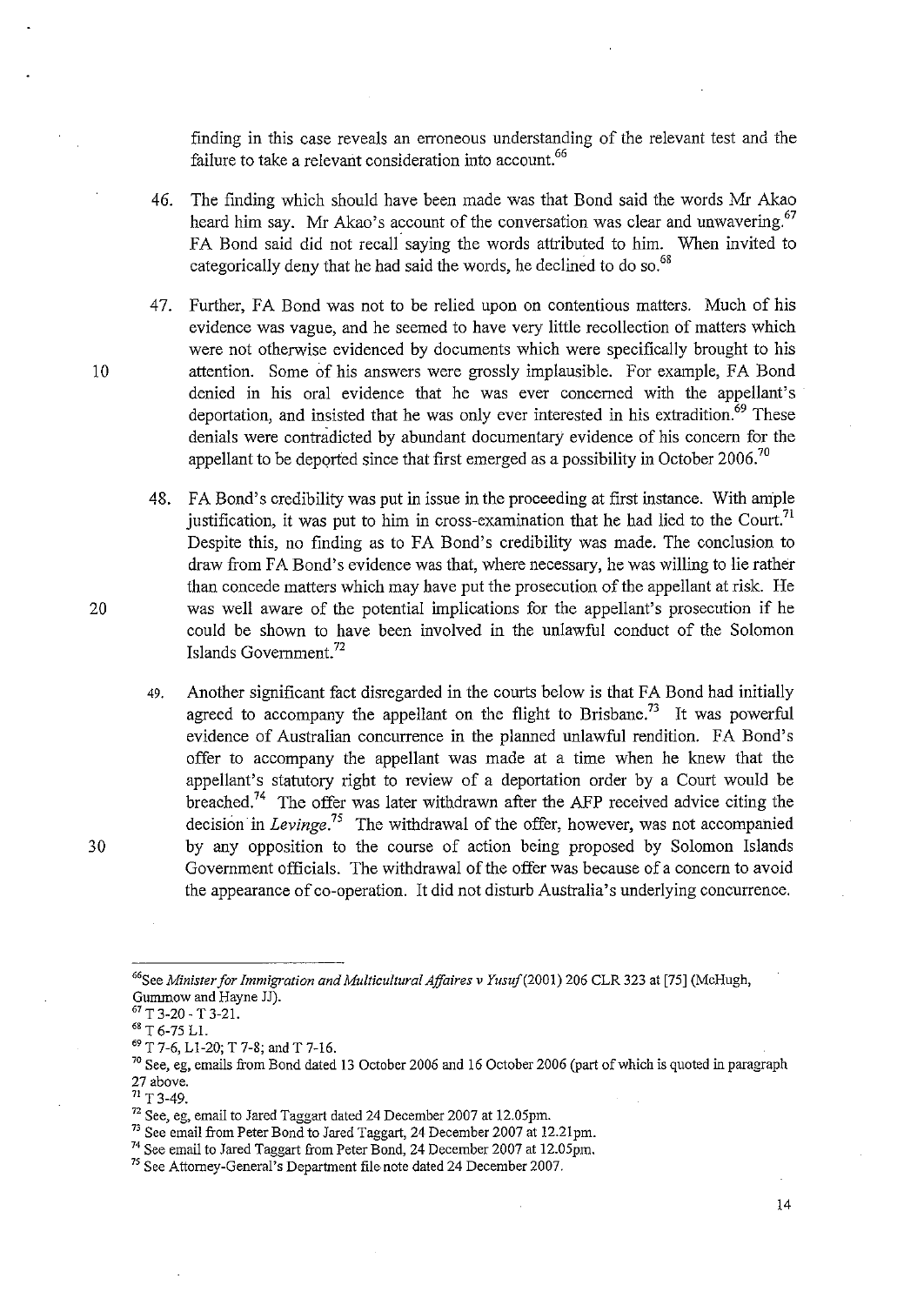finding in this case reveals an erroneous understanding of the relevant test and the failure to take a relevant consideration into account.[66]

46. The finding which should have been made was that Bond said the words Mr Akao heard him say. Mr Akao's account of the conversation was clear and unwavering.[67] FA Bond said did not recall saying the words attributed to him. When invited to categorically deny that he had said the words, he declined to do so.[68]

47. Further, FA Bond was not to be relied upon on contentious matters. Much of his evidence was vague, and he seemed to have very little recollection of matters which were not otherwise evidenced by documents which were specifically brought to his attention. Some of his answers were grossly implausible. For example, FA Bond denied in his oral evidence that he was ever concerned with the appellant's deportation, and insisted that he was only ever interested in his extradition.[69] These denials were contradicted by abundant documentary evidence of his concern for the appellant to be deported since that first emerged as a possibility in October 2006.[70]

48. FA Bond's credibility was put in issue in the proceeding at first instance. With ample justification, it was put to him in cross-examination that he had lied to the Court.[71] Despite this, no finding as to FA Bond's credibility was made. The conclusion to draw from FA Bond's evidence was that, where necessary, he was willing to lie rather than concede matters which may have put the prosecution of the appellant at risk. He was well aware of the potential implications for the appellant's prosecution if he could be shown to have been involved in the unlawful conduct of the Solomon Islands Government.[72]

49. Another significant fact disregarded in the courts below is that FA Bond had initially agreed to accompany the appellant on the flight to Brisbane.[73] It was powerful evidence of Australian concurrence in the planned unlawful rendition. FA Bond's offer to accompany the appellant was made at a time when he knew that the appellant's statutory right to review of a deportation order by a Court would be breached.[74] The offer was later withdrawn after the AFP received advice citing the decision in *Levinge*.[75] The withdrawal of the offer, however, was not accompanied by any opposition to the course of action being proposed by Solomon Islands Government officials. The withdrawal of the offer was because of a concern to avoid the appearance of co-operation. It did not disturb Australia's underlying concurrence.

---

[66] See *Minister for Immigration and Multicultural Affaires v Yusuf* (2001) 206 CLR 323 at [75] (McHugh, Gummow and Hayne JJ).

[67] T 3-20 - T 3-21.

[68] T 6-75 L1.

[69] T 7-6, L1-20; T 7-8; and T 7-16.

[70] See, eg, emails from Bond dated 13 October 2006 and 16 October 2006 (part of which is quoted in paragraph 27 above.

[71] T 3-49.

[72] See, eg, email to Jared Taggart dated 24 December 2007 at 12.05pm.

[73] See email from Peter Bond to Jared Taggart, 24 December 2007 at 12.21pm.

[74] See email to Jared Taggart from Peter Bond, 24 December 2007 at 12.05pm.

[75] See Attorney-General's Department file note dated 24 December 2007.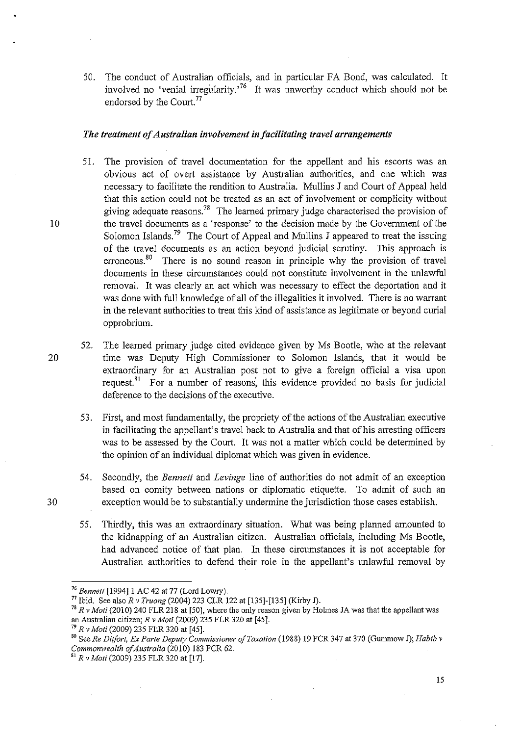50. The conduct of Australian officials, and in particular FA Bond, was calculated. It involved no 'venial irregularity.'[76] It was unworthy conduct which should not be endorsed by the Court.[77]

### *The treatment of Australian involvement in facilitating travel arrangements*

51. The provision of travel documentation for the appellant and his escorts was an obvious act of overt assistance by Australian authorities, and one which was necessary to facilitate the rendition to Australia. Mullins J and Court of Appeal held that this action could not be treated as an act of involvement or complicity without giving adequate reasons.[78] The learned primary judge characterised the provision of the travel documents as a 'response' to the decision made by the Government of the Solomon Islands.[79] The Court of Appeal and Mullins J appeared to treat the issuing of the travel documents as an action beyond judicial scrutiny. This approach is erroneous.[80] There is no sound reason in principle why the provision of travel documents in these circumstances could not constitute involvement in the unlawful removal. It was clearly an act which was necessary to effect the deportation and it was done with full knowledge of all of the illegalities it involved. There is no warrant in the relevant authorities to treat this kind of assistance as legitimate or beyond curial opprobrium.

52. The learned primary judge cited evidence given by Ms Bootle, who at the relevant time was Deputy High Commissioner to Solomon Islands, that it would be extraordinary for an Australian post not to give a foreign official a visa upon request.[81] For a number of reasons, this evidence provided no basis for judicial deference to the decisions of the executive.

53. First, and most fundamentally, the propriety of the actions of the Australian executive in facilitating the appellant's travel back to Australia and that of his arresting officers was to be assessed by the Court. It was not a matter which could be determined by the opinion of an individual diplomat which was given in evidence.

54. Secondly, the *Bennett* and *Levinge* line of authorities do not admit of an exception based on comity between nations or diplomatic etiquette. To admit of such an exception would be to substantially undermine the jurisdiction those cases establish.

55. Thirdly, this was an extraordinary situation. What was being planned amounted to the kidnapping of an Australian citizen. Australian officials, including Ms Bootle, had advanced notice of that plan. In these circumstances it is not acceptable for Australian authorities to defend their role in the appellant's unlawful removal by

---

[76] *Bennett* [1994] 1 AC 42 at 77 (Lord Lowry).

[77] Ibid. See also *R v Truong* (2004) 223 CLR 122 at [135]-[135] (Kirby J).

[78] *R v Moti* (2010) 240 FLR 218 at [50], where the only reason given by Holmes JA was that the appellant was an Australian citizen; *R v Moti* (2009) 235 FLR 320 at [45].

[79] *R v Moti* (2009) 235 FLR 320 at [45].

[80] See *Re Ditfort, Ex Parte Deputy Commissioner of Taxation* (1988) 19 FCR 347 at 370 (Gummow J); *Habib v Commonwealth of Australia* (2010) 183 FCR 62.

[81] *R v Moti* (2009) 235 FLR 320 at [17].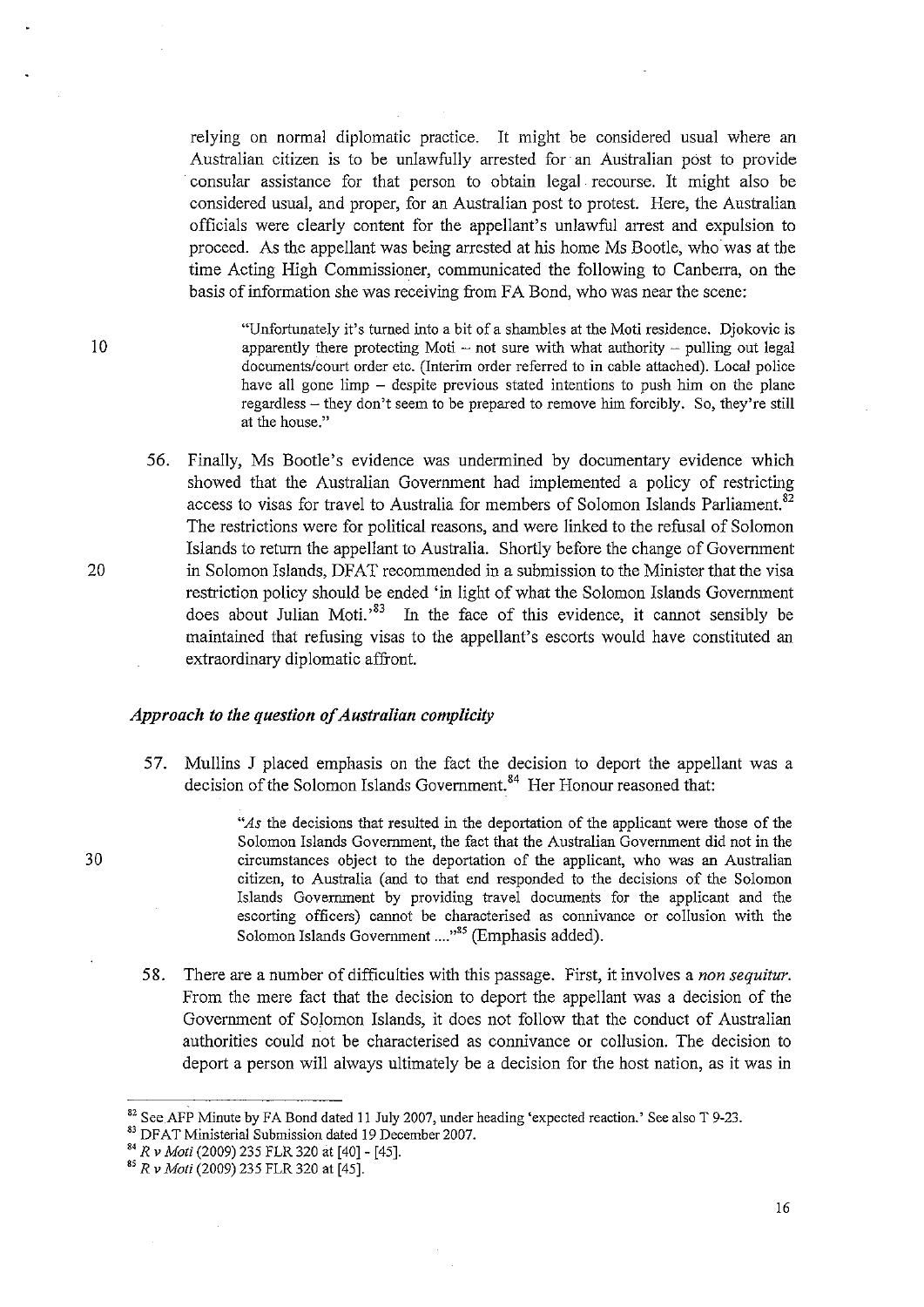relying on normal diplomatic practice. It might be considered usual where an Australian citizen is to be unlawfully arrested for an Australian post to provide consular assistance for that person to obtain legal recourse. It might also be considered usual, and proper, for an Australian post to protest. Here, the Australian officials were clearly content for the appellant's unlawful arrest and expulsion to proceed. As the appellant was being arrested at his home Ms Bootle, who was at the time Acting High Commissioner, communicated the following to Canberra, on the basis of information she was receiving from FA Bond, who was near the scene:

> "Unfortunately it's turned into a bit of a shambles at the Moti residence. Djokovic is apparently there protecting Moti – not sure with what authority – pulling out legal documents/court order etc. (Interim order referred to in cable attached). Local police have all gone limp – despite previous stated intentions to push him on the plane regardless – they don't seem to be prepared to remove him forcibly. So, they're still at the house."

56. Finally, Ms Bootle's evidence was undermined by documentary evidence which showed that the Australian Government had implemented a policy of restricting access to visas for travel to Australia for members of Solomon Islands Parliament.[82] The restrictions were for political reasons, and were linked to the refusal of Solomon Islands to return the appellant to Australia. Shortly before the change of Government in Solomon Islands, DFAT recommended in a submission to the Minister that the visa restriction policy should be ended 'in light of what the Solomon Islands Government does about Julian Moti.'[83] In the face of this evidence, it cannot sensibly be maintained that refusing visas to the appellant's escorts would have constituted an extraordinary diplomatic affront.

### *Approach to the question of Australian complicity*

57. Mullins J placed emphasis on the fact the decision to deport the appellant was a decision of the Solomon Islands Government.[84] Her Honour reasoned that:

> "*As* the decisions that resulted in the deportation of the applicant were those of the Solomon Islands Government, the fact that the Australian Government did not in the circumstances object to the deportation of the applicant, who was an Australian citizen, to Australia (and to that end responded to the decisions of the Solomon Islands Government by providing travel documents for the applicant and the escorting officers) cannot be characterised as connivance or collusion with the Solomon Islands Government ...."[85] (Emphasis added).

58. There are a number of difficulties with this passage. First, it involves a *non sequitur*. From the mere fact that the decision to deport the appellant was a decision of the Government of Solomon Islands, it does not follow that the conduct of Australian authorities could not be characterised as connivance or collusion. The decision to deport a person will always ultimately be a decision for the host nation, as it was in

---

[82] See AFP Minute by FA Bond dated 11 July 2007, under heading 'expected reaction.' See also T 9-23.

[83] DFAT Ministerial Submission dated 19 December 2007.

[84] *R v Moti* (2009) 235 FLR 320 at [40] - [45].

[85] *R v Moti* (2009) 235 FLR 320 at [45].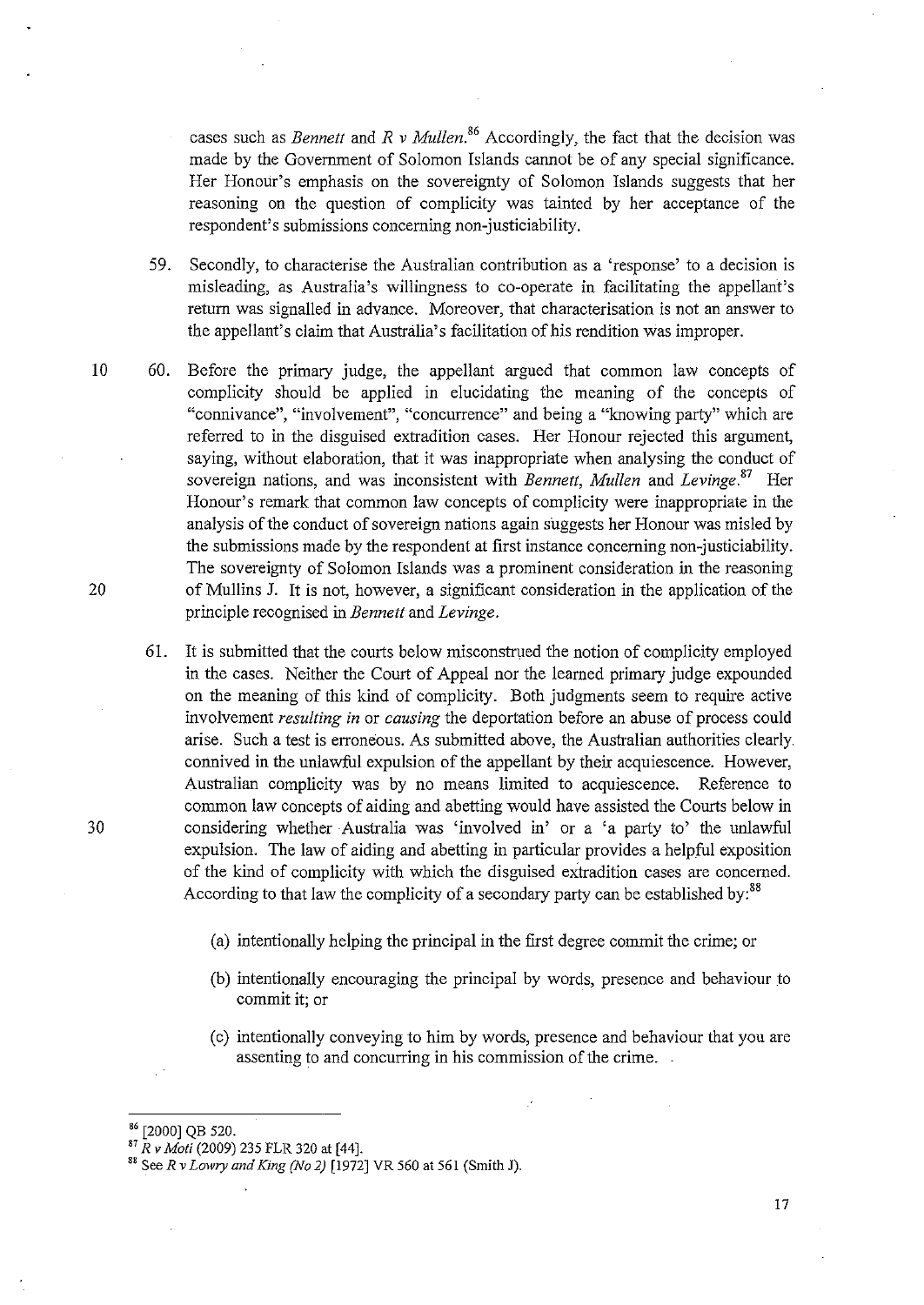cases such as *Bennett* and *R v Mullen*.[86] Accordingly, the fact that the decision was made by the Government of Solomon Islands cannot be of any special significance. Her Honour's emphasis on the sovereignty of Solomon Islands suggests that her reasoning on the question of complicity was tainted by her acceptance of the respondent's submissions concerning non-justiciability.

59. Secondly, to characterise the Australian contribution as a 'response' to a decision is misleading, as Australia's willingness to co-operate in facilitating the appellant's return was signalled in advance. Moreover, that characterisation is not an answer to the appellant's claim that Australia's facilitation of his rendition was improper.

60. Before the primary judge, the appellant argued that common law concepts of complicity should be applied in elucidating the meaning of the concepts of "connivance", "involvement", "concurrence" and being a "knowing party" which are referred to in the disguised extradition cases. Her Honour rejected this argument, saying, without elaboration, that it was inappropriate when analysing the conduct of sovereign nations, and was inconsistent with *Bennett*, *Mullen* and *Levinge*.[87] Her Honour's remark that common law concepts of complicity were inappropriate in the analysis of the conduct of sovereign nations again suggests her Honour was misled by the submissions made by the respondent at first instance concerning non-justiciability. The sovereignty of Solomon Islands was a prominent consideration in the reasoning of Mullins J. It is not, however, a significant consideration in the application of the principle recognised in *Bennett* and *Levinge*.

61. It is submitted that the courts below misconstrued the notion of complicity employed in the cases. Neither the Court of Appeal nor the learned primary judge expounded on the meaning of this kind of complicity. Both judgments seem to require active involvement *resulting in* or *causing* the deportation before an abuse of process could arise. Such a test is erroneous. As submitted above, the Australian authorities clearly connived in the unlawful expulsion of the appellant by their acquiescence. However, Australian complicity was by no means limited to acquiescence. Reference to common law concepts of aiding and abetting would have assisted the Courts below in considering whether Australia was 'involved in' or a 'a party to' the unlawful expulsion. The law of aiding and abetting in particular provides a helpful exposition of the kind of complicity with which the disguised extradition cases are concerned. According to that law the complicity of a secondary party can be established by:[88]

   (a) intentionally helping the principal in the first degree commit the crime; or

   (b) intentionally encouraging the principal by words, presence and behaviour to commit it; or

   (c) intentionally conveying to him by words, presence and behaviour that you are assenting to and concurring in his commission of the crime.

---

[86] [2000] QB 520.

[87] *R v Moti* (2009) 235 FLR 320 at [44].

[88] See *R v Lowry and King (No 2)* [1972] VR 560 at 561 (Smith J).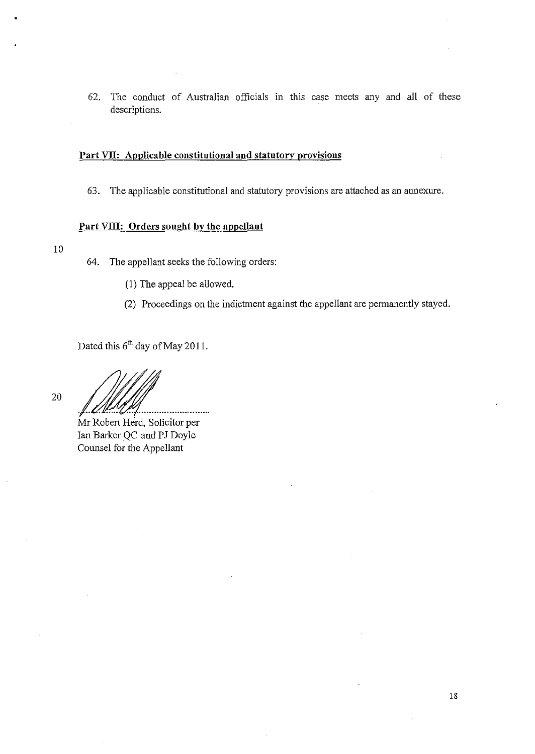62. The conduct of Australian officials in this case meets any and all of these descriptions.

**Part VII: Applicable constitutional and statutory provisions**

63. The applicable constitutional and statutory provisions are attached as an annexure.

**Part VIII: Orders sought by the appellant**

64. The appellant seeks the following orders:

(1) The appeal be allowed.

(2) Proceedings on the indictment against the appellant are permanently stayed.

Dated this 6th day of May 2011.

Mr Robert Herd, Solicitor per
Ian Barker QC and PJ Doyle
Counsel for the Appellant